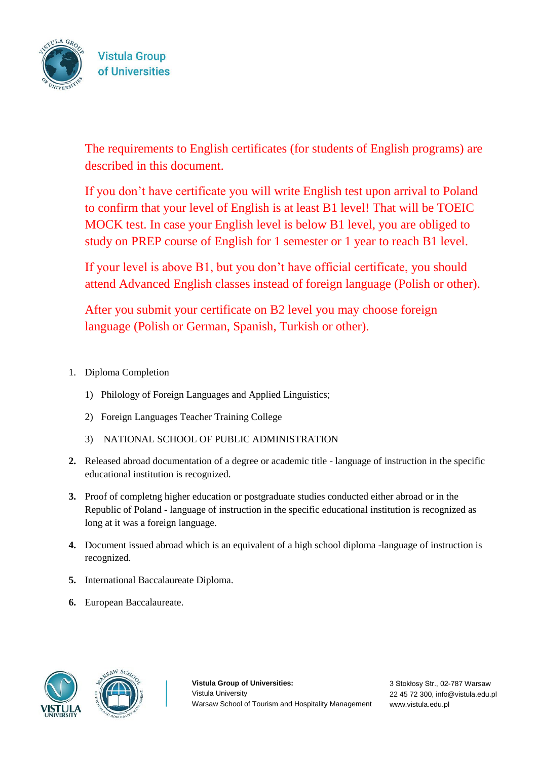Vistula Group of Universities

The requirements to English certificates (for students of English programs) are described in this document.

If you don’t have certificate you will write English test upon arrival to Poland to confirm that your level of English is at least B1 level! That will be TOEIC MOCK test. In case your English level is below B1 level, you are obliged to study on PREP course of English for 1 semester or 1 year to reach B1 level.

If your level is above B1, but you don’t have official certificate, you should attend Advanced English classes instead of foreign language (Polish or other).

After you submit your certificate on B2 level you may choose foreign language (Polish or German, Spanish, Turkish or other).

1. Diploma Completion
   1) Philology of Foreign Languages and Applied Linguistics;
   2) Foreign Languages Teacher Training College
   3) NATIONAL SCHOOL OF PUBLIC ADMINISTRATION
2. Released abroad documentation of a degree or academic title - language of instruction in the specific educational institution is recognized.
3. Proof of completng higher education or postgraduate studies conducted either abroad or in the Republic of Poland - language of instruction in the specific educational institution is recognized as long at it was a foreign language.
4. Document issued abroad which is an equivalent of a high school diploma -language of instruction is recognized.
5. International Baccalaureate Diploma.
6. European Baccalaureate.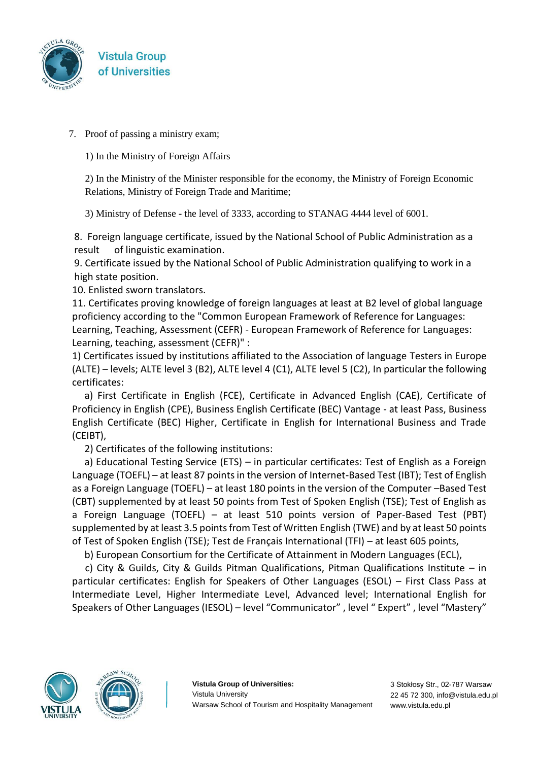7. Proof of passing a ministry exam;

   1) In the Ministry of Foreign Affairs

   2) In the Ministry of the Minister responsible for the economy, the Ministry of Foreign Economic Relations, Ministry of Foreign Trade and Maritime;

   3) Ministry of Defense - the level of 3333, according to STANAG 4444 level of 6001.

8. Foreign language certificate, issued by the National School of Public Administration as a result of linguistic examination.

9. Certificate issued by the National School of Public Administration qualifying to work in a high state position.

10. Enlisted sworn translators.

11. Certificates proving knowledge of foreign languages at least at B2 level of global language proficiency according to the "Common European Framework of Reference for Languages: Learning, Teaching, Assessment (CEFR) - European Framework of Reference for Languages: Learning, teaching, assessment (CEFR)" :

1) Certificates issued by institutions affiliated to the Association of language Testers in Europe (ALTE) – levels; ALTE level 3 (B2), ALTE level 4 (C1), ALTE level 5 (C2), In particular the following certificates:

a) First Certificate in English (FCE), Certificate in Advanced English (CAE), Certificate of Proficiency in English (CPE), Business English Certificate (BEC) Vantage - at least Pass, Business English Certificate (BEC) Higher, Certificate in English for International Business and Trade (CEIBT),

2) Certificates of the following institutions:

a) Educational Testing Service (ETS) – in particular certificates: Test of English as a Foreign Language (TOEFL) – at least 87 points in the version of Internet-Based Test (IBT); Test of English as a Foreign Language (TOEFL) – at least 180 points in the version of the Computer –Based Test (CBT) supplemented by at least 50 points from Test of Spoken English (TSE); Test of English as a Foreign Language (TOEFL) – at least 510 points version of Paper-Based Test (PBT) supplemented by at least 3.5 points from Test of Written English (TWE) and by at least 50 points of Test of Spoken English (TSE); Test de Français International (TFI) – at least 605 points,

b) European Consortium for the Certificate of Attainment in Modern Languages (ECL),

c) City & Guilds, City & Guilds Pitman Qualifications, Pitman Qualifications Institute – in particular certificates: English for Speakers of Other Languages (ESOL) – First Class Pass at Intermediate Level, Higher Intermediate Level, Advanced level; International English for Speakers of Other Languages (IESOL) – level "Communicator" , level " Expert" , level "Mastery"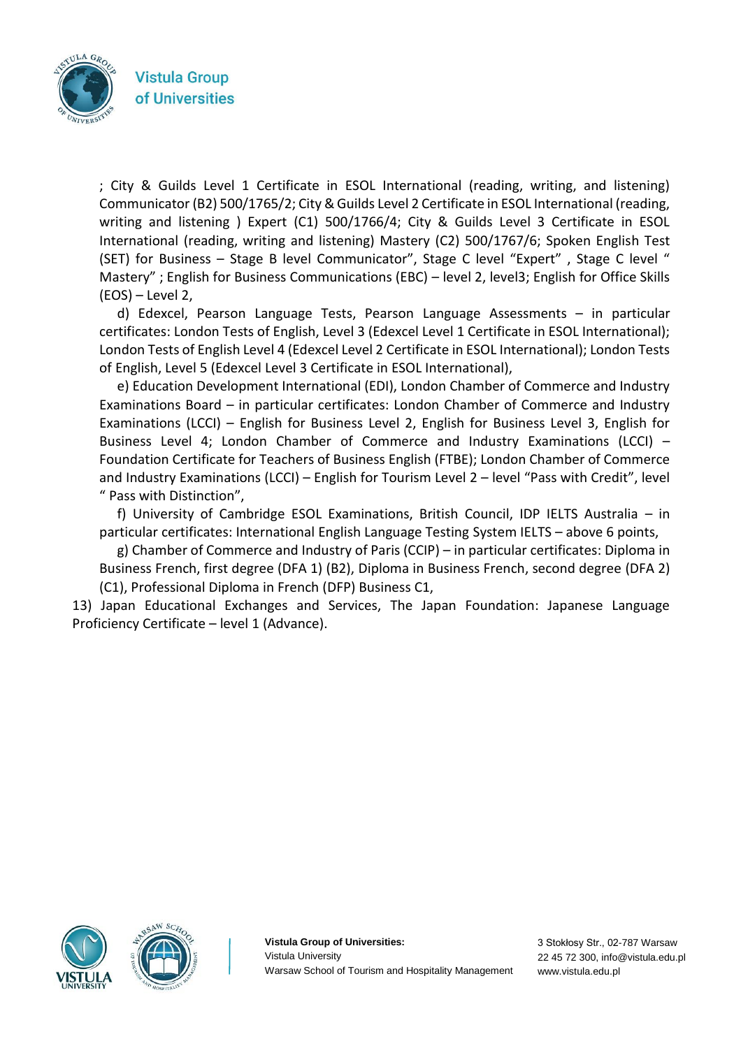; City & Guilds Level 1 Certificate in ESOL International (reading, writing, and listening) Communicator (B2) 500/1765/2; City & Guilds Level 2 Certificate in ESOL International (reading, writing and listening ) Expert (C1) 500/1766/4; City & Guilds Level 3 Certificate in ESOL International (reading, writing and listening) Mastery (C2) 500/1767/6; Spoken English Test (SET) for Business – Stage B level Communicator", Stage C level "Expert" , Stage C level " Mastery" ; English for Business Communications (EBC) – level 2, level3; English for Office Skills (EOS) – Level 2,

d) Edexcel, Pearson Language Tests, Pearson Language Assessments – in particular certificates: London Tests of English, Level 3 (Edexcel Level 1 Certificate in ESOL International); London Tests of English Level 4 (Edexcel Level 2 Certificate in ESOL International); London Tests of English, Level 5 (Edexcel Level 3 Certificate in ESOL International),

e) Education Development International (EDI), London Chamber of Commerce and Industry Examinations Board – in particular certificates: London Chamber of Commerce and Industry Examinations (LCCI) – English for Business Level 2, English for Business Level 3, English for Business Level 4; London Chamber of Commerce and Industry Examinations (LCCI) – Foundation Certificate for Teachers of Business English (FTBE); London Chamber of Commerce and Industry Examinations (LCCI) – English for Tourism Level 2 – level "Pass with Credit", level " Pass with Distinction",

f) University of Cambridge ESOL Examinations, British Council, IDP IELTS Australia – in particular certificates: International English Language Testing System IELTS – above 6 points,

g) Chamber of Commerce and Industry of Paris (CCIP) – in particular certificates: Diploma in Business French, first degree (DFA 1) (B2), Diploma in Business French, second degree (DFA 2) (C1), Professional Diploma in French (DFP) Business C1,

13) Japan Educational Exchanges and Services, The Japan Foundation: Japanese Language Proficiency Certificate – level 1 (Advance).